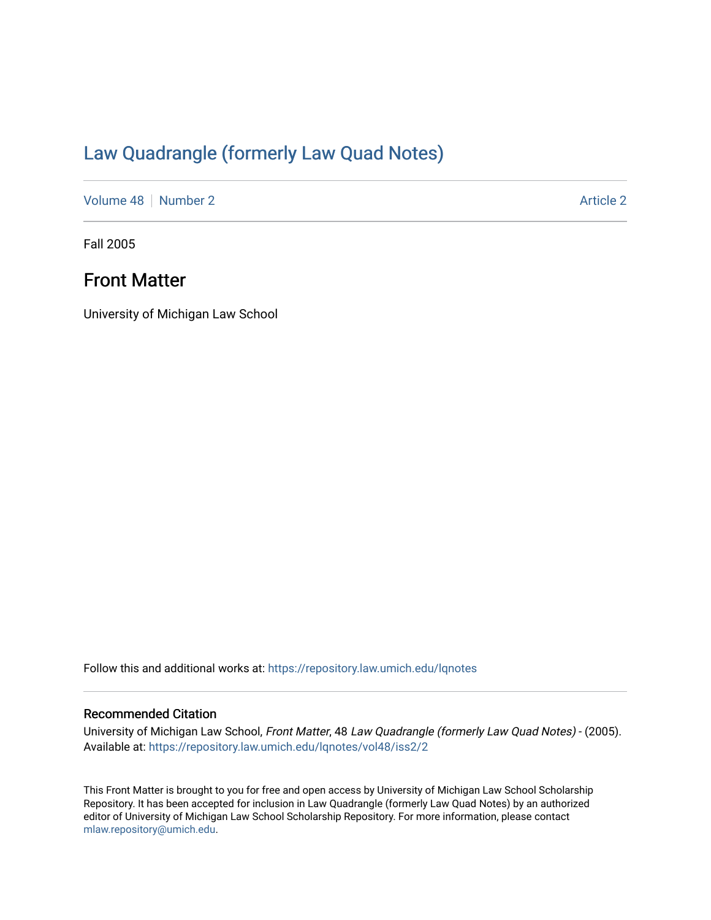# Law Quadrangle (formerly Law Quad Notes)

Volume 48 | Number 2 Article 2

Fall 2005

## Front Matter

University of Michigan Law School

Follow this and additional works at: https://repository.law.umich.edu/lqnotes

### Recommended Citation

University of Michigan Law School, *Front Matter*, 48 *Law Quadrangle (formerly Law Quad Notes)* - (2005). Available at: https://repository.law.umich.edu/lqnotes/vol48/iss2/2

This Front Matter is brought to you for free and open access by University of Michigan Law School Scholarship Repository. It has been accepted for inclusion in Law Quadrangle (formerly Law Quad Notes) by an authorized editor of University of Michigan Law School Scholarship Repository. For more information, please contact mlaw.repository@umich.edu.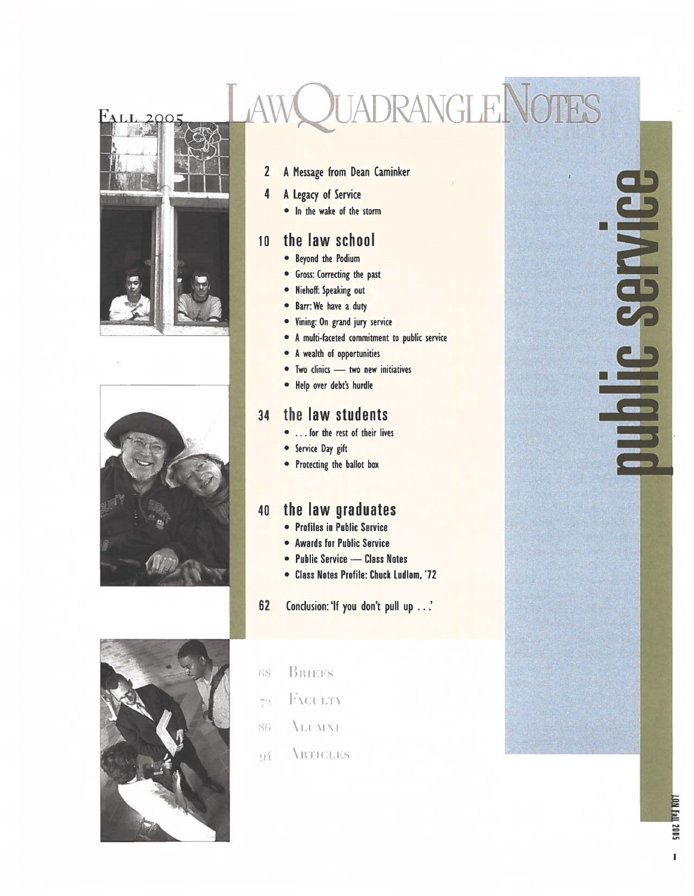# Law Quadrangle Notes

Fall 2005

## public service

2 A Message from Dean Caminker

4 A Legacy of Service
- In the wake of the storm

### 10 the law school
- Beyond the Podium
- Gross: Correcting the past
- Niehoff: Speaking out
- Barr: We have a duty
- Vining: On grand jury service
- A multi-faceted commitment to public service
- A wealth of opportunities
- Two clinics — two new initiatives
- Help over debt's hurdle

### 34 the law students
- . . . for the rest of their lives
- Service Day gift
- Protecting the ballot box

### 40 the law graduates
- Profiles in Public Service
- Awards for Public Service
- Public Service — Class Notes
- Class Notes Profile: Chuck Ludlam, '72

62 Conclusion: 'If you don't pull up . . .'

68 Briefs

72 Faculty

86 Alumni

94 Articles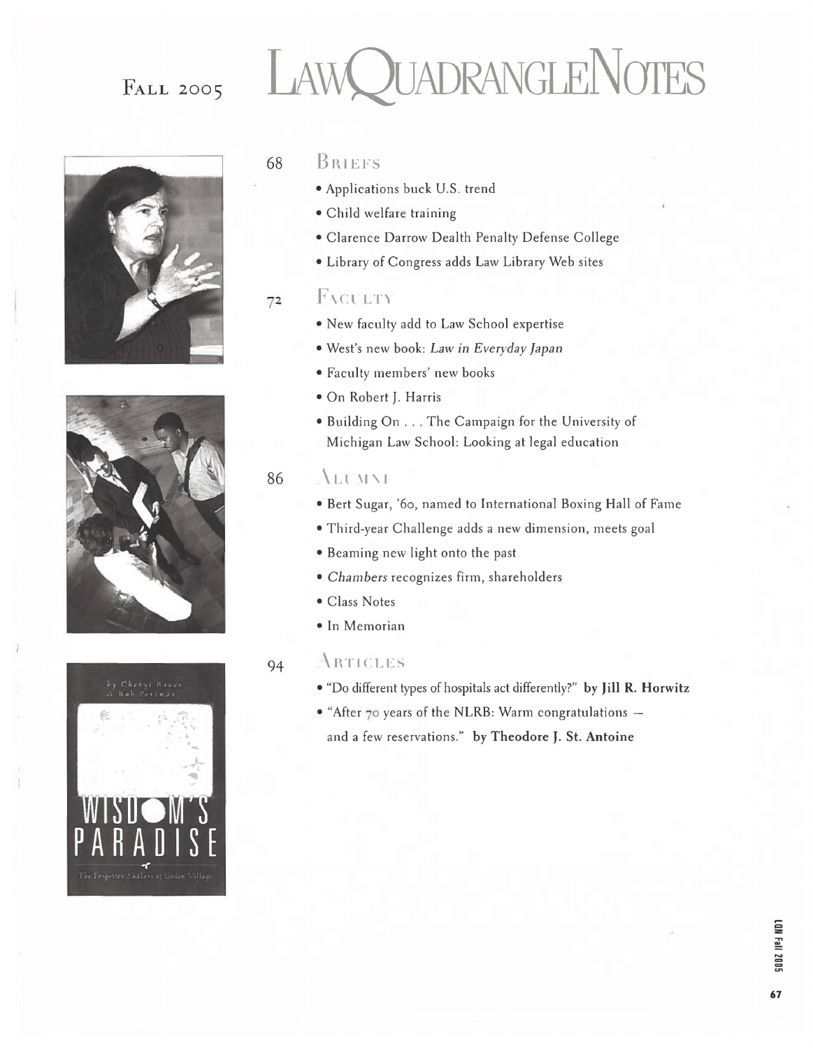# Fall 2005 Law Quadrangle Notes

## 68 Briefs

- Applications buck U.S. trend
- Child welfare training
- Clarence Darrow Dealth Penalty Defense College
- Library of Congress adds Law Library Web sites

## 72 Faculty

- New faculty add to Law School expertise
- West's new book: *Law in Everyday Japan*
- Faculty members' new books
- On Robert J. Harris
- Building On . . . The Campaign for the University of Michigan Law School: Looking at legal education

## 86 Alumni

- Bert Sugar, '60, named to International Boxing Hall of Fame
- Third-year Challenge adds a new dimension, meets goal
- Beaming new light onto the past
- *Chambers* recognizes firm, shareholders
- Class Notes
- In Memorian

## 94 Articles

- "Do different types of hospitals act differently?" **by Jill R. Horwitz**
- "After 70 years of the NLRB: Warm congratulations — and a few reservations." **by Theodore J. St. Antoine**